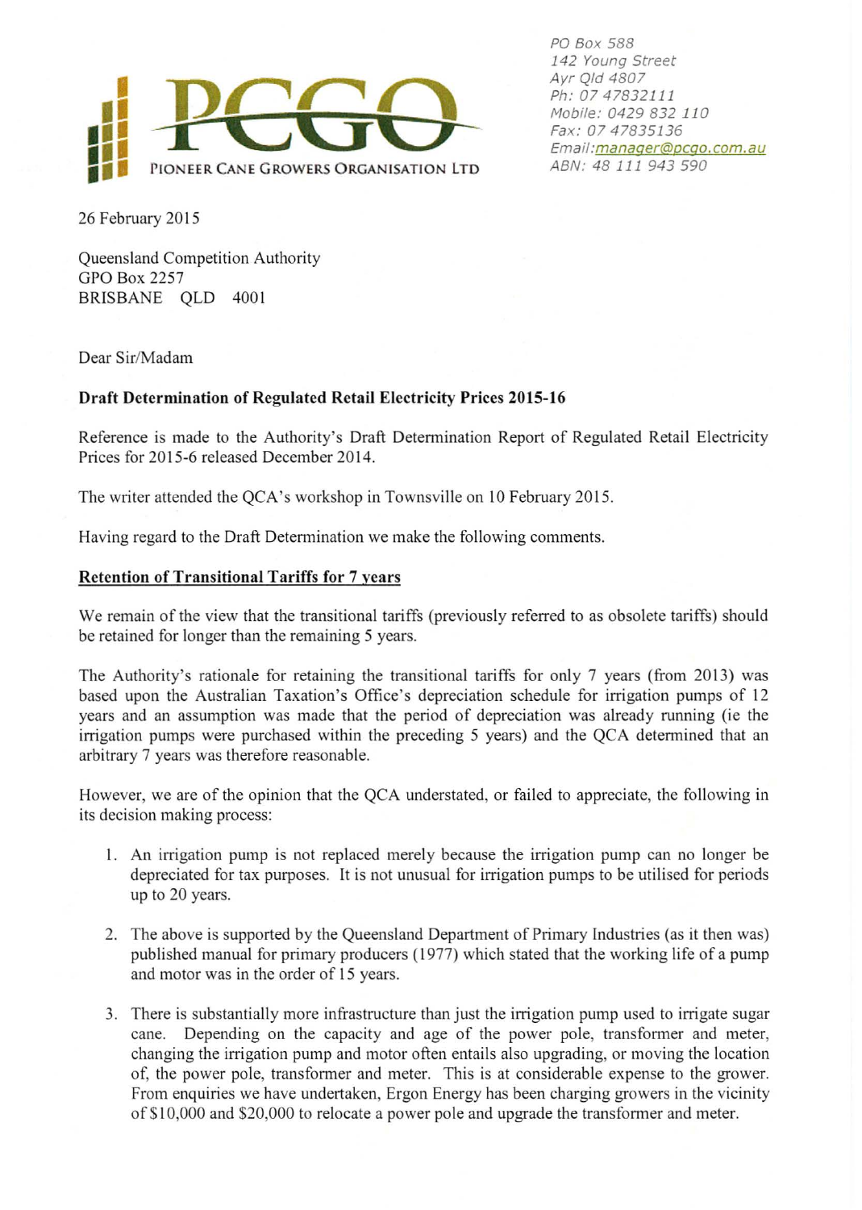PCGO

PIONEER CANE GROWERS ORGANISATION LTD

*PO Box 588*
*142 Young Street*
*Ayr Qld 4807*
*Ph: 07 47832111*
*Mobile: 0429 832 110*
*Fax: 07 47835136*
*Email: manager@pcgo.com.au*
*ABN: 48 111 943 590*

26 February 2015

Queensland Competition Authority
GPO Box 2257
BRISBANE QLD 4001

Dear Sir/Madam

**Draft Determination of Regulated Retail Electricity Prices 2015-16**

Reference is made to the Authority's Draft Determination Report of Regulated Retail Electricity Prices for 2015-6 released December 2014.

The writer attended the QCA's workshop in Townsville on 10 February 2015.

Having regard to the Draft Determination we make the following comments.

**Retention of Transitional Tariffs for 7 years**

We remain of the view that the transitional tariffs (previously referred to as obsolete tariffs) should be retained for longer than the remaining 5 years.

The Authority's rationale for retaining the transitional tariffs for only 7 years (from 2013) was based upon the Australian Taxation's Office's depreciation schedule for irrigation pumps of 12 years and an assumption was made that the period of depreciation was already running (ie the irrigation pumps were purchased within the preceding 5 years) and the QCA determined that an arbitrary 7 years was therefore reasonable.

However, we are of the opinion that the QCA understated, or failed to appreciate, the following in its decision making process:

1. An irrigation pump is not replaced merely because the irrigation pump can no longer be depreciated for tax purposes. It is not unusual for irrigation pumps to be utilised for periods up to 20 years.
2. The above is supported by the Queensland Department of Primary Industries (as it then was) published manual for primary producers (1977) which stated that the working life of a pump and motor was in the order of 15 years.
3. There is substantially more infrastructure than just the irrigation pump used to irrigate sugar cane. Depending on the capacity and age of the power pole, transformer and meter, changing the irrigation pump and motor often entails also upgrading, or moving the location of, the power pole, transformer and meter. This is at considerable expense to the grower. From enquiries we have undertaken, Ergon Energy has been charging growers in the vicinity of $10,000 and $20,000 to relocate a power pole and upgrade the transformer and meter.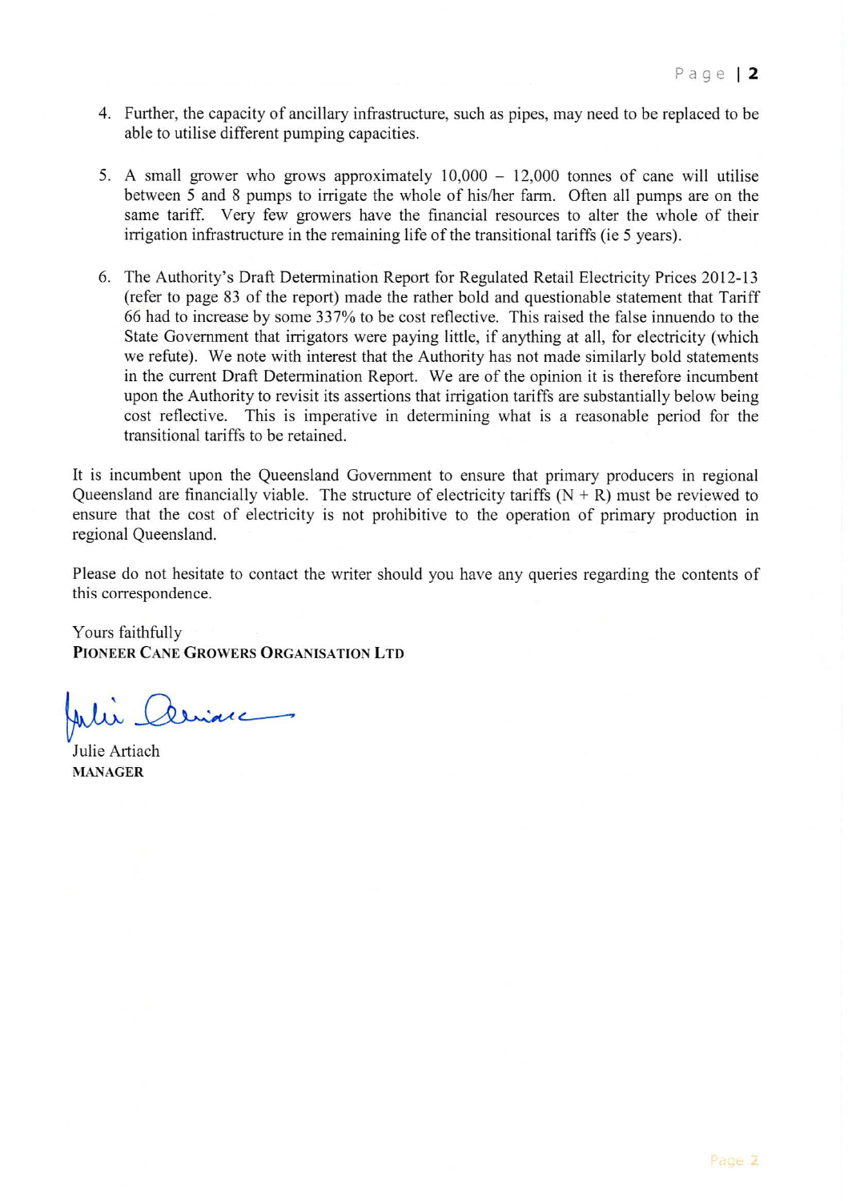4. Further, the capacity of ancillary infrastructure, such as pipes, may need to be replaced to be able to utilise different pumping capacities.

5. A small grower who grows approximately 10,000 – 12,000 tonnes of cane will utilise between 5 and 8 pumps to irrigate the whole of his/her farm. Often all pumps are on the same tariff. Very few growers have the financial resources to alter the whole of their irrigation infrastructure in the remaining life of the transitional tariffs (ie 5 years).

6. The Authority's Draft Determination Report for Regulated Retail Electricity Prices 2012-13 (refer to page 83 of the report) made the rather bold and questionable statement that Tariff 66 had to increase by some 337% to be cost reflective. This raised the false innuendo to the State Government that irrigators were paying little, if anything at all, for electricity (which we refute). We note with interest that the Authority has not made similarly bold statements in the current Draft Determination Report. We are of the opinion it is therefore incumbent upon the Authority to revisit its assertions that irrigation tariffs are substantially below being cost reflective. This is imperative in determining what is a reasonable period for the transitional tariffs to be retained.

It is incumbent upon the Queensland Government to ensure that primary producers in regional Queensland are financially viable. The structure of electricity tariffs (N + R) must be reviewed to ensure that the cost of electricity is not prohibitive to the operation of primary production in regional Queensland.

Please do not hesitate to contact the writer should you have any queries regarding the contents of this correspondence.

Yours faithfully
**PIONEER CANE GROWERS ORGANISATION LTD**

Julie Artiach
**MANAGER**